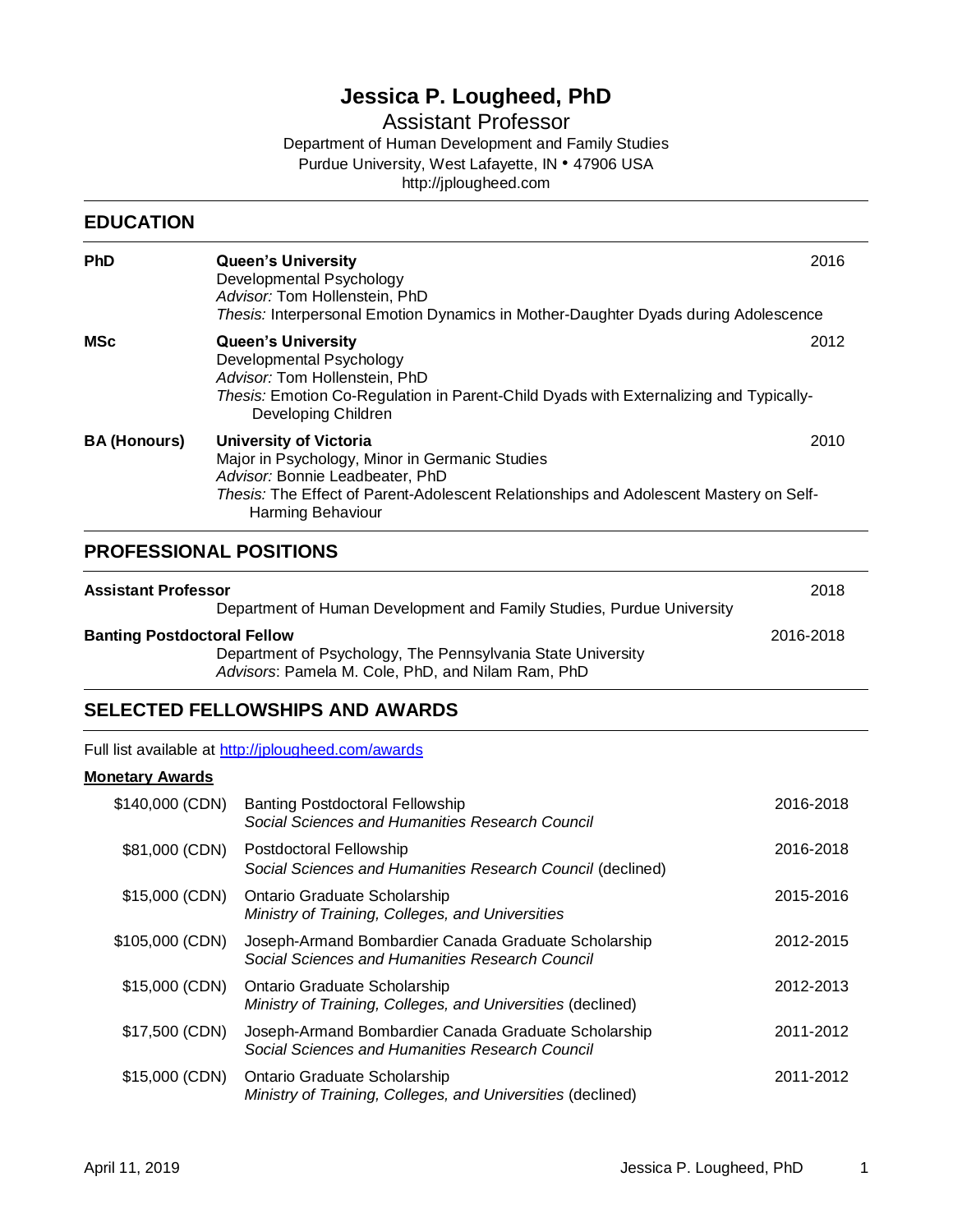# Jessica P. Lougheed, PhD

Assistant Professor

Department of Human Development and Family Studies
Purdue University, West Lafayette, IN • 47906 USA
http://jplougheed.com

## EDUCATION

**PhD** — **Queen's University** — 2016
Developmental Psychology
*Advisor:* Tom Hollenstein, PhD
*Thesis:* Interpersonal Emotion Dynamics in Mother-Daughter Dyads during Adolescence

**MSc** — **Queen's University** — 2012
Developmental Psychology
*Advisor:* Tom Hollenstein, PhD
*Thesis:* Emotion Co-Regulation in Parent-Child Dyads with Externalizing and Typically-Developing Children

**BA (Honours)** — **University of Victoria** — 2010
Major in Psychology, Minor in Germanic Studies
*Advisor:* Bonnie Leadbeater, PhD
*Thesis:* The Effect of Parent-Adolescent Relationships and Adolescent Mastery on Self-Harming Behaviour

## PROFESSIONAL POSITIONS

**Assistant Professor** — 2018
Department of Human Development and Family Studies, Purdue University

**Banting Postdoctoral Fellow** — 2016-2018
Department of Psychology, The Pennsylvania State University
*Advisors*: Pamela M. Cole, PhD, and Nilam Ram, PhD

## SELECTED FELLOWSHIPS AND AWARDS

Full list available at http://jplougheed.com/awards

### Monetary Awards

| Amount | Award | Years |
|---|---|---|
| $140,000 (CDN) | Banting Postdoctoral Fellowship<br>*Social Sciences and Humanities Research Council* | 2016-2018 |
| $81,000 (CDN) | Postdoctoral Fellowship<br>*Social Sciences and Humanities Research Council* (declined) | 2016-2018 |
| $15,000 (CDN) | Ontario Graduate Scholarship<br>*Ministry of Training, Colleges, and Universities* | 2015-2016 |
| $105,000 (CDN) | Joseph-Armand Bombardier Canada Graduate Scholarship<br>*Social Sciences and Humanities Research Council* | 2012-2015 |
| $15,000 (CDN) | Ontario Graduate Scholarship<br>*Ministry of Training, Colleges, and Universities* (declined) | 2012-2013 |
| $17,500 (CDN) | Joseph-Armand Bombardier Canada Graduate Scholarship<br>*Social Sciences and Humanities Research Council* | 2011-2012 |
| $15,000 (CDN) | Ontario Graduate Scholarship<br>*Ministry of Training, Colleges, and Universities* (declined) | 2011-2012 |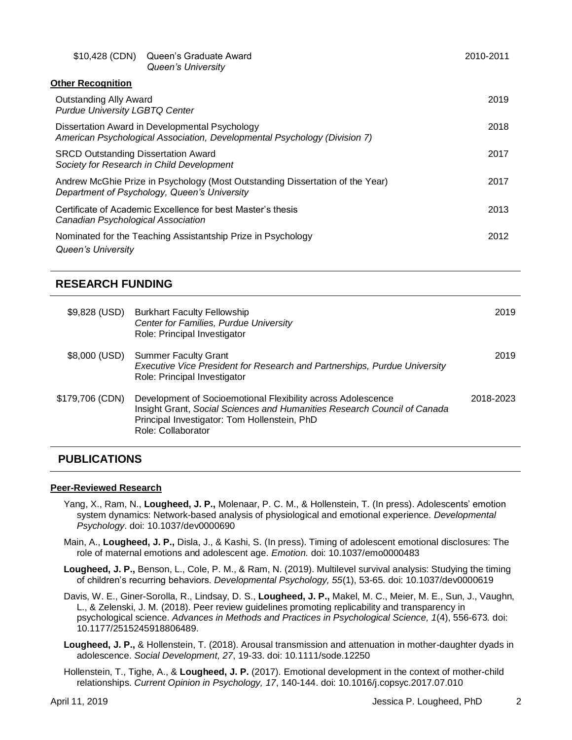| | | |
|---|---|---|
| $10,428 (CDN) | Queen's Graduate Award<br>*Queen's University* | 2010-2011 |

**Other Recognition**

| | |
|---|---|
| Outstanding Ally Award<br>*Purdue University LGBTQ Center* | 2019 |
| Dissertation Award in Developmental Psychology<br>*American Psychological Association, Developmental Psychology (Division 7)* | 2018 |
| SRCD Outstanding Dissertation Award<br>*Society for Research in Child Development* | 2017 |
| Andrew McGhie Prize in Psychology (Most Outstanding Dissertation of the Year)<br>*Department of Psychology, Queen's University* | 2017 |
| Certificate of Academic Excellence for best Master's thesis<br>*Canadian Psychological Association* | 2013 |
| Nominated for the Teaching Assistantship Prize in Psychology<br>*Queen's University* | 2012 |

## RESEARCH FUNDING

| | | |
|---|---|---|
| $9,828 (USD) | Burkhart Faculty Fellowship<br>*Center for Families, Purdue University*<br>Role: Principal Investigator | 2019 |
| $8,000 (USD) | Summer Faculty Grant<br>*Executive Vice President for Research and Partnerships, Purdue University*<br>Role: Principal Investigator | 2019 |
| $179,706 (CDN) | Development of Socioemotional Flexibility across Adolescence<br>Insight Grant, *Social Sciences and Humanities Research Council of Canada*<br>Principal Investigator: Tom Hollenstein, PhD<br>Role: Collaborator | 2018-2023 |

## PUBLICATIONS

**Peer-Reviewed Research**

Yang, X., Ram, N., **Lougheed, J. P.,** Molenaar, P. C. M., & Hollenstein, T. (In press). Adolescents' emotion system dynamics: Network-based analysis of physiological and emotional experience. *Developmental Psychology*. doi: 10.1037/dev0000690

Main, A., **Lougheed, J. P.,** Disla, J., & Kashi, S. (In press). Timing of adolescent emotional disclosures: The role of maternal emotions and adolescent age. *Emotion.* doi: 10.1037/emo0000483

**Lougheed, J. P.,** Benson, L., Cole, P. M., & Ram, N. (2019). Multilevel survival analysis: Studying the timing of children's recurring behaviors. *Developmental Psychology, 55*(1), 53-65. doi: 10.1037/dev0000619

Davis, W. E., Giner-Sorolla, R., Lindsay, D. S., **Lougheed, J. P.,** Makel, M. C., Meier, M. E., Sun, J., Vaughn, L., & Zelenski, J. M. (2018). Peer review guidelines promoting replicability and transparency in psychological science. *Advances in Methods and Practices in Psychological Science, 1*(4), 556-673. doi: 10.1177/2515245918806489.

**Lougheed, J. P.,** & Hollenstein, T. (2018). Arousal transmission and attenuation in mother-daughter dyads in adolescence. *Social Development, 27*, 19-33. doi: 10.1111/sode.12250

Hollenstein, T., Tighe, A., & **Lougheed, J. P.** (2017). Emotional development in the context of mother-child relationships. *Current Opinion in Psychology, 17*, 140-144. doi: 10.1016/j.copsyc.2017.07.010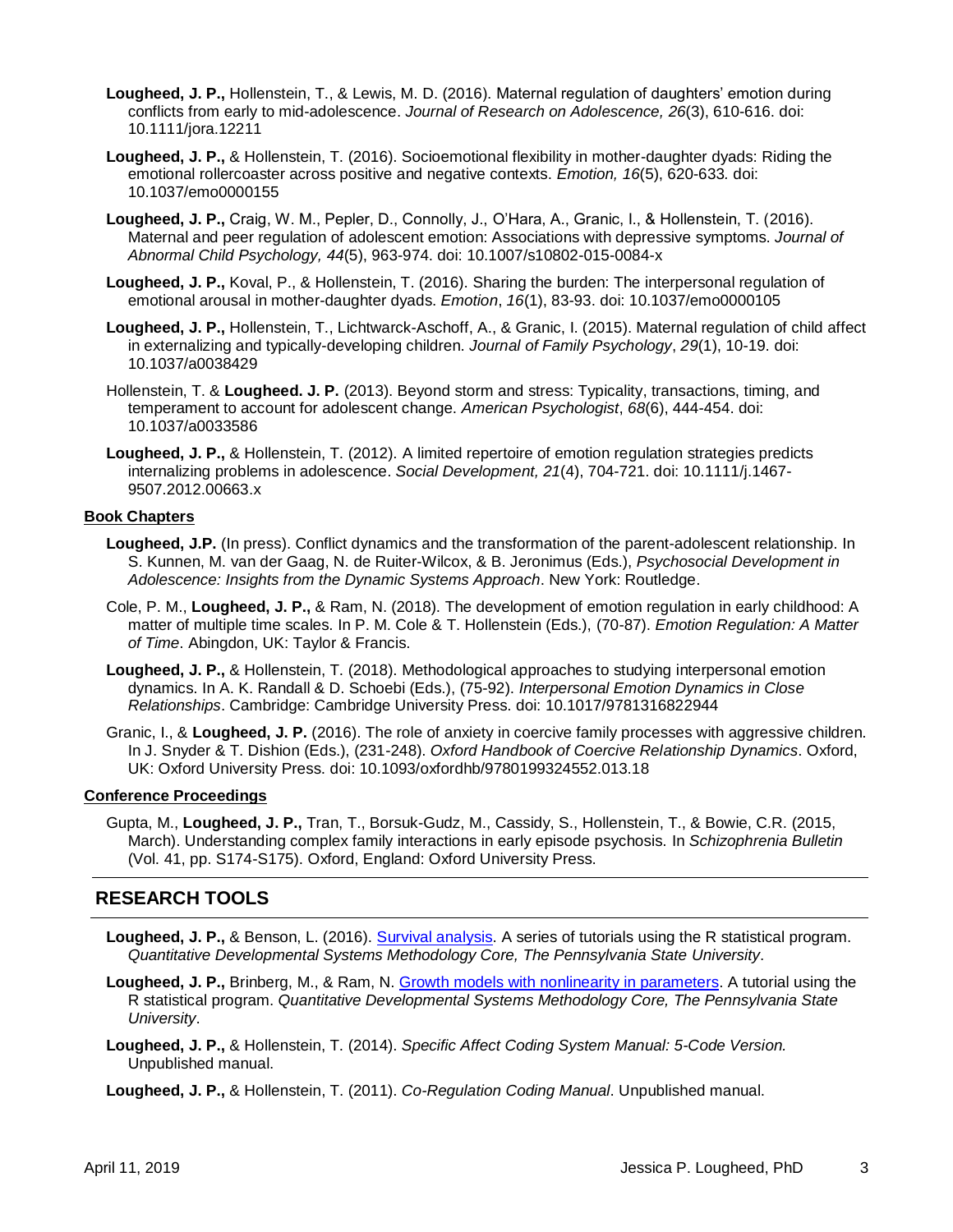**Lougheed, J. P.,** Hollenstein, T., & Lewis, M. D. (2016). Maternal regulation of daughters' emotion during conflicts from early to mid-adolescence. *Journal of Research on Adolescence, 26*(3), 610-616. doi: 10.1111/jora.12211

**Lougheed, J. P.,** & Hollenstein, T. (2016). Socioemotional flexibility in mother-daughter dyads: Riding the emotional rollercoaster across positive and negative contexts. *Emotion, 16*(5), 620-633. doi: 10.1037/emo0000155

**Lougheed, J. P.,** Craig, W. M., Pepler, D., Connolly, J., O'Hara, A., Granic, I., & Hollenstein, T. (2016). Maternal and peer regulation of adolescent emotion: Associations with depressive symptoms. *Journal of Abnormal Child Psychology, 44*(5), 963-974. doi: 10.1007/s10802-015-0084-x

**Lougheed, J. P.,** Koval, P., & Hollenstein, T. (2016). Sharing the burden: The interpersonal regulation of emotional arousal in mother-daughter dyads. *Emotion*, *16*(1), 83-93. doi: 10.1037/emo0000105

**Lougheed, J. P.,** Hollenstein, T., Lichtwarck-Aschoff, A., & Granic, I. (2015). Maternal regulation of child affect in externalizing and typically-developing children. *Journal of Family Psychology*, *29*(1), 10-19. doi: 10.1037/a0038429

Hollenstein, T. & **Lougheed. J. P.** (2013). Beyond storm and stress: Typicality, transactions, timing, and temperament to account for adolescent change. *American Psychologist*, *68*(6), 444-454. doi: 10.1037/a0033586

**Lougheed, J. P.,** & Hollenstein, T. (2012). A limited repertoire of emotion regulation strategies predicts internalizing problems in adolescence. *Social Development, 21*(4), 704-721. doi: 10.1111/j.1467-9507.2012.00663.x

**Book Chapters**

**Lougheed, J.P.** (In press). Conflict dynamics and the transformation of the parent-adolescent relationship. In S. Kunnen, M. van der Gaag, N. de Ruiter-Wilcox, & B. Jeronimus (Eds.), *Psychosocial Development in Adolescence: Insights from the Dynamic Systems Approach*. New York: Routledge.

Cole, P. M., **Lougheed, J. P.,** & Ram, N. (2018). The development of emotion regulation in early childhood: A matter of multiple time scales. In P. M. Cole & T. Hollenstein (Eds.), (70-87). *Emotion Regulation: A Matter of Time*. Abingdon, UK: Taylor & Francis.

**Lougheed, J. P.,** & Hollenstein, T. (2018). Methodological approaches to studying interpersonal emotion dynamics. In A. K. Randall & D. Schoebi (Eds.), (75-92). *Interpersonal Emotion Dynamics in Close Relationships*. Cambridge: Cambridge University Press. doi: 10.1017/9781316822944

Granic, I., & **Lougheed, J. P.** (2016). The role of anxiety in coercive family processes with aggressive children. In J. Snyder & T. Dishion (Eds.), (231-248). *Oxford Handbook of Coercive Relationship Dynamics*. Oxford, UK: Oxford University Press. doi: 10.1093/oxfordhb/9780199324552.013.18

**Conference Proceedings**

Gupta, M., **Lougheed, J. P.,** Tran, T., Borsuk-Gudz, M., Cassidy, S., Hollenstein, T., & Bowie, C.R. (2015, March). Understanding complex family interactions in early episode psychosis. In *Schizophrenia Bulletin* (Vol. 41, pp. S174-S175). Oxford, England: Oxford University Press.

## RESEARCH TOOLS

**Lougheed, J. P.,** & Benson, L. (2016). Survival analysis. A series of tutorials using the R statistical program. *Quantitative Developmental Systems Methodology Core, The Pennsylvania State University*.

**Lougheed, J. P.,** Brinberg, M., & Ram, N. Growth models with nonlinearity in parameters. A tutorial using the R statistical program. *Quantitative Developmental Systems Methodology Core, The Pennsylvania State University*.

**Lougheed, J. P.,** & Hollenstein, T. (2014). *Specific Affect Coding System Manual: 5-Code Version.* Unpublished manual.

**Lougheed, J. P.,** & Hollenstein, T. (2011). *Co-Regulation Coding Manual*. Unpublished manual.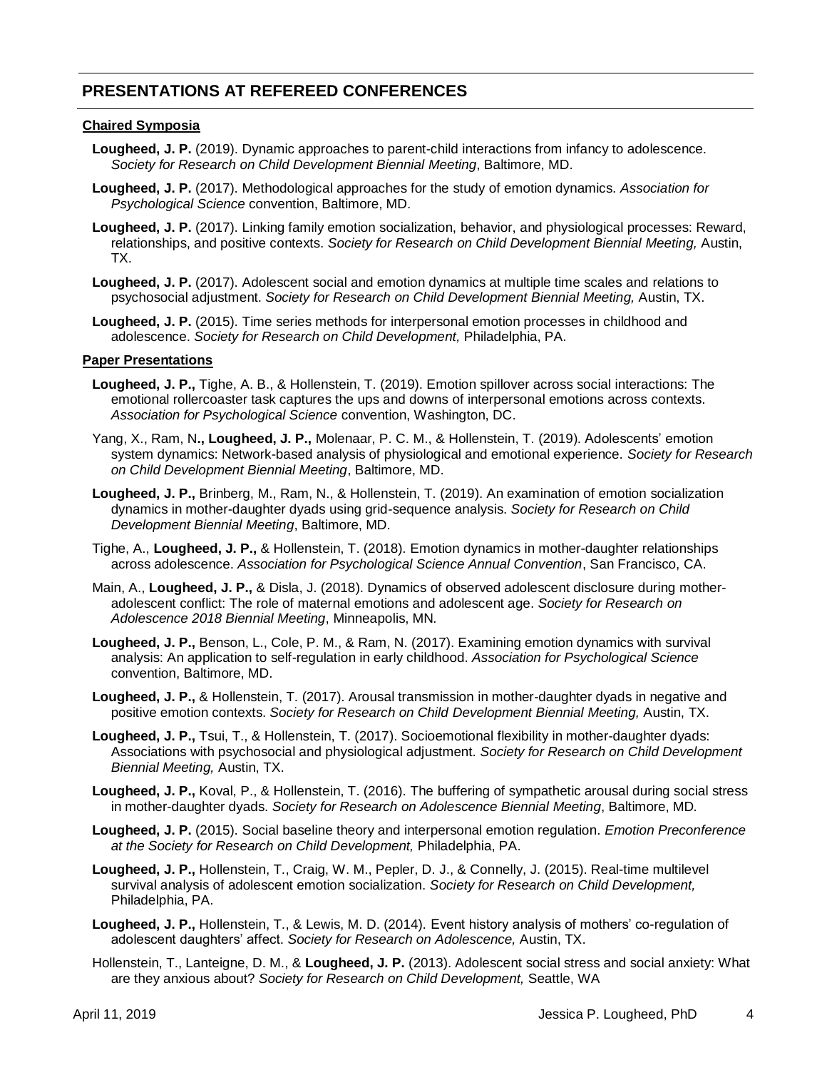## PRESENTATIONS AT REFEREED CONFERENCES

### Chaired Symposia

**Lougheed, J. P.** (2019). Dynamic approaches to parent-child interactions from infancy to adolescence. *Society for Research on Child Development Biennial Meeting*, Baltimore, MD.

**Lougheed, J. P.** (2017). Methodological approaches for the study of emotion dynamics. *Association for Psychological Science* convention, Baltimore, MD.

**Lougheed, J. P.** (2017). Linking family emotion socialization, behavior, and physiological processes: Reward, relationships, and positive contexts. *Society for Research on Child Development Biennial Meeting,* Austin, TX.

**Lougheed, J. P.** (2017). Adolescent social and emotion dynamics at multiple time scales and relations to psychosocial adjustment. *Society for Research on Child Development Biennial Meeting,* Austin, TX.

**Lougheed, J. P.** (2015). Time series methods for interpersonal emotion processes in childhood and adolescence. *Society for Research on Child Development,* Philadelphia, PA.

### Paper Presentations

**Lougheed, J. P.,** Tighe, A. B., & Hollenstein, T. (2019). Emotion spillover across social interactions: The emotional rollercoaster task captures the ups and downs of interpersonal emotions across contexts. *Association for Psychological Science* convention, Washington, DC.

Yang, X., Ram, N**., Lougheed, J. P.,** Molenaar, P. C. M., & Hollenstein, T. (2019). Adolescents' emotion system dynamics: Network-based analysis of physiological and emotional experience. *Society for Research on Child Development Biennial Meeting*, Baltimore, MD.

**Lougheed, J. P.,** Brinberg, M., Ram, N., & Hollenstein, T. (2019). An examination of emotion socialization dynamics in mother-daughter dyads using grid-sequence analysis. *Society for Research on Child Development Biennial Meeting*, Baltimore, MD.

Tighe, A., **Lougheed, J. P.,** & Hollenstein, T. (2018). Emotion dynamics in mother-daughter relationships across adolescence. *Association for Psychological Science Annual Convention*, San Francisco, CA.

Main, A., **Lougheed, J. P.,** & Disla, J. (2018). Dynamics of observed adolescent disclosure during mother-adolescent conflict: The role of maternal emotions and adolescent age. *Society for Research on Adolescence 2018 Biennial Meeting*, Minneapolis, MN.

**Lougheed, J. P.,** Benson, L., Cole, P. M., & Ram, N. (2017). Examining emotion dynamics with survival analysis: An application to self-regulation in early childhood. *Association for Psychological Science* convention, Baltimore, MD.

**Lougheed, J. P.,** & Hollenstein, T. (2017). Arousal transmission in mother-daughter dyads in negative and positive emotion contexts. *Society for Research on Child Development Biennial Meeting,* Austin, TX.

**Lougheed, J. P.,** Tsui, T., & Hollenstein, T. (2017). Socioemotional flexibility in mother-daughter dyads: Associations with psychosocial and physiological adjustment. *Society for Research on Child Development Biennial Meeting,* Austin, TX.

**Lougheed, J. P.,** Koval, P., & Hollenstein, T. (2016). The buffering of sympathetic arousal during social stress in mother-daughter dyads. *Society for Research on Adolescence Biennial Meeting*, Baltimore, MD.

**Lougheed, J. P.** (2015). Social baseline theory and interpersonal emotion regulation. *Emotion Preconference at the Society for Research on Child Development,* Philadelphia, PA.

**Lougheed, J. P.,** Hollenstein, T., Craig, W. M., Pepler, D. J., & Connelly, J. (2015). Real-time multilevel survival analysis of adolescent emotion socialization. *Society for Research on Child Development,* Philadelphia, PA.

**Lougheed, J. P.,** Hollenstein, T., & Lewis, M. D. (2014). Event history analysis of mothers' co-regulation of adolescent daughters' affect. *Society for Research on Adolescence,* Austin, TX.

Hollenstein, T., Lanteigne, D. M., & **Lougheed, J. P.** (2013). Adolescent social stress and social anxiety: What are they anxious about? *Society for Research on Child Development,* Seattle, WA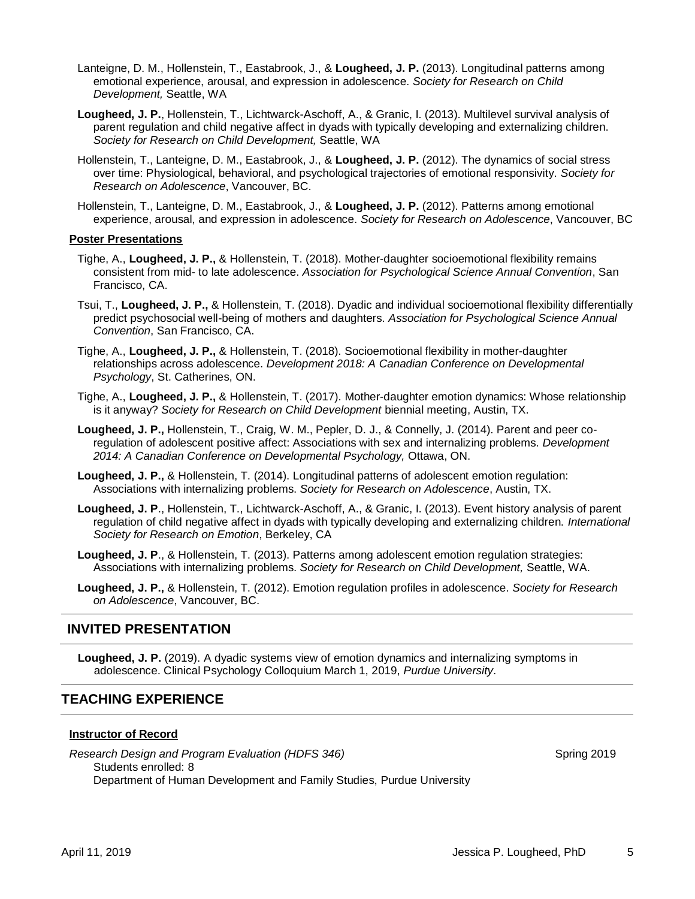Lanteigne, D. M., Hollenstein, T., Eastabrook, J., & **Lougheed, J. P.** (2013). Longitudinal patterns among emotional experience, arousal, and expression in adolescence. *Society for Research on Child Development,* Seattle, WA

**Lougheed, J. P.**, Hollenstein, T., Lichtwarck-Aschoff, A., & Granic, I. (2013). Multilevel survival analysis of parent regulation and child negative affect in dyads with typically developing and externalizing children. *Society for Research on Child Development,* Seattle, WA

Hollenstein, T., Lanteigne, D. M., Eastabrook, J., & **Lougheed, J. P.** (2012). The dynamics of social stress over time: Physiological, behavioral, and psychological trajectories of emotional responsivity. *Society for Research on Adolescence*, Vancouver, BC.

Hollenstein, T., Lanteigne, D. M., Eastabrook, J., & **Lougheed, J. P.** (2012). Patterns among emotional experience, arousal, and expression in adolescence. *Society for Research on Adolescence*, Vancouver, BC

### Poster Presentations

Tighe, A., **Lougheed, J. P.,** & Hollenstein, T. (2018). Mother-daughter socioemotional flexibility remains consistent from mid- to late adolescence. *Association for Psychological Science Annual Convention*, San Francisco, CA.

Tsui, T., **Lougheed, J. P.,** & Hollenstein, T. (2018). Dyadic and individual socioemotional flexibility differentially predict psychosocial well-being of mothers and daughters. *Association for Psychological Science Annual Convention*, San Francisco, CA.

Tighe, A., **Lougheed, J. P.,** & Hollenstein, T. (2018). Socioemotional flexibility in mother-daughter relationships across adolescence. *Development 2018: A Canadian Conference on Developmental Psychology*, St. Catherines, ON.

Tighe, A., **Lougheed, J. P.,** & Hollenstein, T. (2017). Mother-daughter emotion dynamics: Whose relationship is it anyway? *Society for Research on Child Development* biennial meeting, Austin, TX.

**Lougheed, J. P.,** Hollenstein, T., Craig, W. M., Pepler, D. J., & Connelly, J. (2014). Parent and peer co-regulation of adolescent positive affect: Associations with sex and internalizing problems. *Development 2014: A Canadian Conference on Developmental Psychology,* Ottawa, ON.

**Lougheed, J. P.,** & Hollenstein, T. (2014). Longitudinal patterns of adolescent emotion regulation: Associations with internalizing problems. *Society for Research on Adolescence*, Austin, TX.

**Lougheed, J. P**., Hollenstein, T., Lichtwarck-Aschoff, A., & Granic, I. (2013). Event history analysis of parent regulation of child negative affect in dyads with typically developing and externalizing children. *International Society for Research on Emotion*, Berkeley, CA

**Lougheed, J. P**., & Hollenstein, T. (2013). Patterns among adolescent emotion regulation strategies: Associations with internalizing problems. *Society for Research on Child Development,* Seattle, WA.

**Lougheed, J. P.,** & Hollenstein, T. (2012). Emotion regulation profiles in adolescence. *Society for Research on Adolescence*, Vancouver, BC.

## INVITED PRESENTATION

**Lougheed, J. P.** (2019). A dyadic systems view of emotion dynamics and internalizing symptoms in adolescence. Clinical Psychology Colloquium March 1, 2019, *Purdue University*.

## TEACHING EXPERIENCE

### Instructor of Record

*Research Design and Program Evaluation (HDFS 346)* — Spring 2019
Students enrolled: 8
Department of Human Development and Family Studies, Purdue University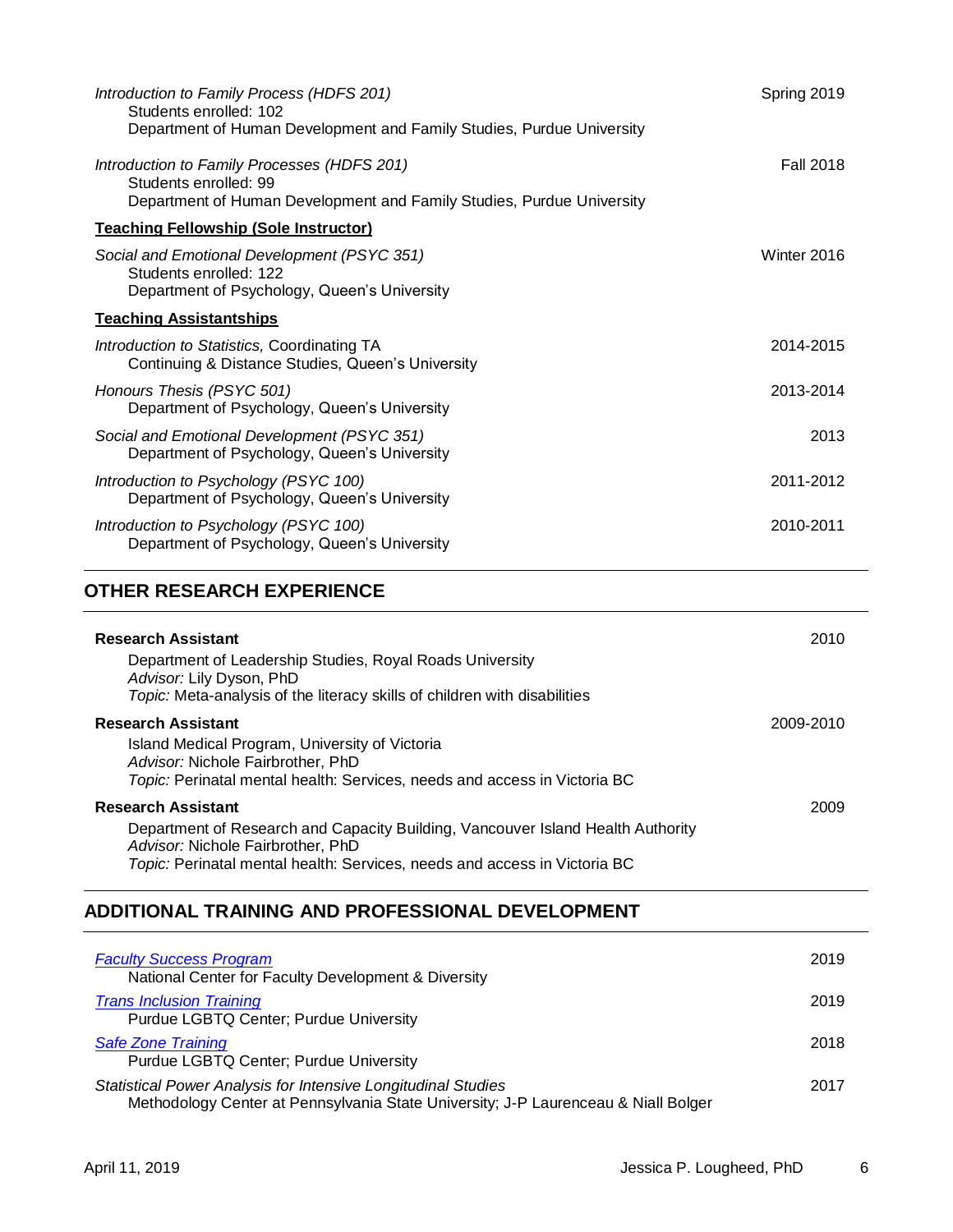*Introduction to Family Process (HDFS 201)* — Spring 2019
Students enrolled: 102
Department of Human Development and Family Studies, Purdue University

*Introduction to Family Processes (HDFS 201)* — Fall 2018
Students enrolled: 99
Department of Human Development and Family Studies, Purdue University

**Teaching Fellowship (Sole Instructor)**

*Social and Emotional Development (PSYC 351)* — Winter 2016
Students enrolled: 122
Department of Psychology, Queen's University

**Teaching Assistantships**

*Introduction to Statistics,* Coordinating TA — 2014-2015
Continuing & Distance Studies, Queen's University

*Honours Thesis (PSYC 501)* — 2013-2014
Department of Psychology, Queen's University

*Social and Emotional Development (PSYC 351)* — 2013
Department of Psychology, Queen's University

*Introduction to Psychology (PSYC 100)* — 2011-2012
Department of Psychology, Queen's University

*Introduction to Psychology (PSYC 100)* — 2010-2011
Department of Psychology, Queen's University

## OTHER RESEARCH EXPERIENCE

**Research Assistant** — 2010
Department of Leadership Studies, Royal Roads University
*Advisor:* Lily Dyson, PhD
*Topic:* Meta-analysis of the literacy skills of children with disabilities

**Research Assistant** — 2009-2010
Island Medical Program, University of Victoria
*Advisor:* Nichole Fairbrother, PhD
*Topic:* Perinatal mental health: Services, needs and access in Victoria BC

**Research Assistant** — 2009
Department of Research and Capacity Building, Vancouver Island Health Authority
*Advisor:* Nichole Fairbrother, PhD
*Topic:* Perinatal mental health: Services, needs and access in Victoria BC

## ADDITIONAL TRAINING AND PROFESSIONAL DEVELOPMENT

*Faculty Success Program* — 2019
National Center for Faculty Development & Diversity

*Trans Inclusion Training* — 2019
Purdue LGBTQ Center; Purdue University

*Safe Zone Training* — 2018
Purdue LGBTQ Center; Purdue University

*Statistical Power Analysis for Intensive Longitudinal Studies* — 2017
Methodology Center at Pennsylvania State University; J-P Laurenceau & Niall Bolger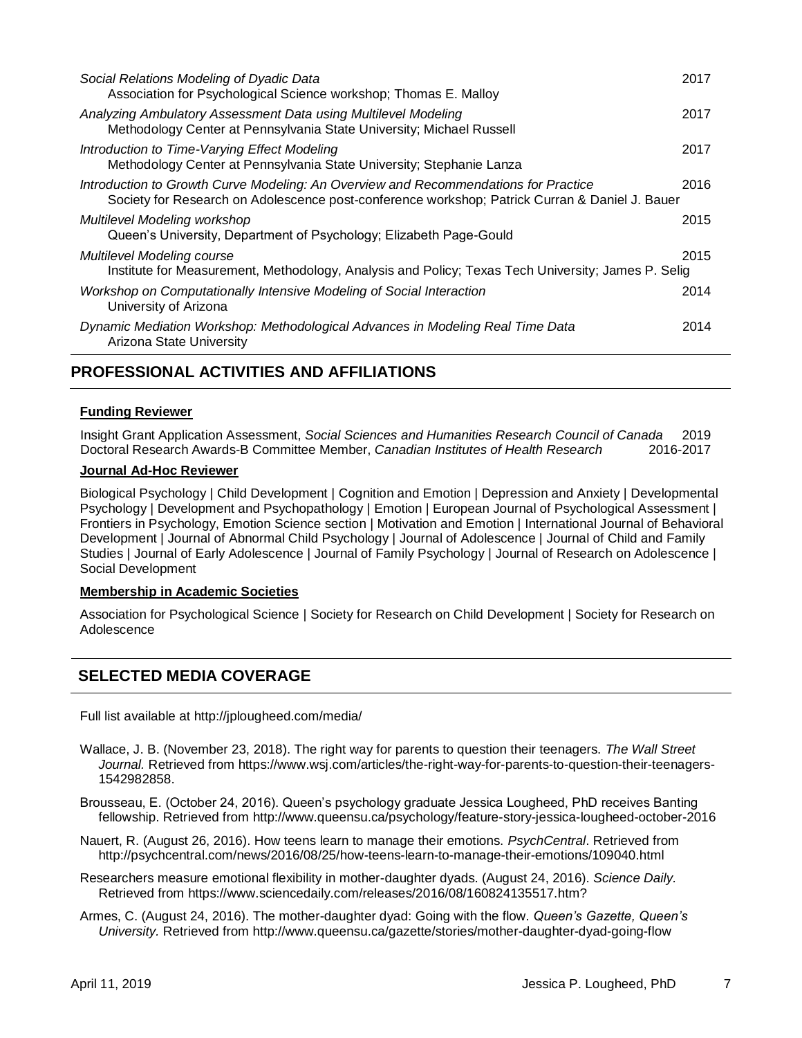*Social Relations Modeling of Dyadic Data* — 2017
Association for Psychological Science workshop; Thomas E. Malloy

*Analyzing Ambulatory Assessment Data using Multilevel Modeling* — 2017
Methodology Center at Pennsylvania State University; Michael Russell

*Introduction to Time-Varying Effect Modeling* — 2017
Methodology Center at Pennsylvania State University; Stephanie Lanza

*Introduction to Growth Curve Modeling: An Overview and Recommendations for Practice* — 2016
Society for Research on Adolescence post-conference workshop; Patrick Curran & Daniel J. Bauer

*Multilevel Modeling workshop* — 2015
Queen's University, Department of Psychology; Elizabeth Page-Gould

*Multilevel Modeling course* — 2015
Institute for Measurement, Methodology, Analysis and Policy; Texas Tech University; James P. Selig

*Workshop on Computationally Intensive Modeling of Social Interaction* — 2014
University of Arizona

*Dynamic Mediation Workshop: Methodological Advances in Modeling Real Time Data* — 2014
Arizona State University

## PROFESSIONAL ACTIVITIES AND AFFILIATIONS

**Funding Reviewer**

Insight Grant Application Assessment, *Social Sciences and Humanities Research Council of Canada* — 2019
Doctoral Research Awards-B Committee Member, *Canadian Institutes of Health Research* — 2016-2017

**Journal Ad-Hoc Reviewer**

Biological Psychology | Child Development | Cognition and Emotion | Depression and Anxiety | Developmental Psychology | Development and Psychopathology | Emotion | European Journal of Psychological Assessment | Frontiers in Psychology, Emotion Science section | Motivation and Emotion | International Journal of Behavioral Development | Journal of Abnormal Child Psychology | Journal of Adolescence | Journal of Child and Family Studies | Journal of Early Adolescence | Journal of Family Psychology | Journal of Research on Adolescence | Social Development

**Membership in Academic Societies**

Association for Psychological Science | Society for Research on Child Development | Society for Research on Adolescence

## SELECTED MEDIA COVERAGE

Full list available at http://jplougheed.com/media/

Wallace, J. B. (November 23, 2018). The right way for parents to question their teenagers. *The Wall Street Journal.* Retrieved from https://www.wsj.com/articles/the-right-way-for-parents-to-question-their-teenagers-1542982858.

Brousseau, E. (October 24, 2016). Queen's psychology graduate Jessica Lougheed, PhD receives Banting fellowship. Retrieved from http://www.queensu.ca/psychology/feature-story-jessica-lougheed-october-2016

Nauert, R. (August 26, 2016). How teens learn to manage their emotions. *PsychCentral*. Retrieved from http://psychcentral.com/news/2016/08/25/how-teens-learn-to-manage-their-emotions/109040.html

Researchers measure emotional flexibility in mother-daughter dyads. (August 24, 2016). *Science Daily.* Retrieved from https://www.sciencedaily.com/releases/2016/08/160824135517.htm?

Armes, C. (August 24, 2016). The mother-daughter dyad: Going with the flow. *Queen's Gazette, Queen's University.* Retrieved from http://www.queensu.ca/gazette/stories/mother-daughter-dyad-going-flow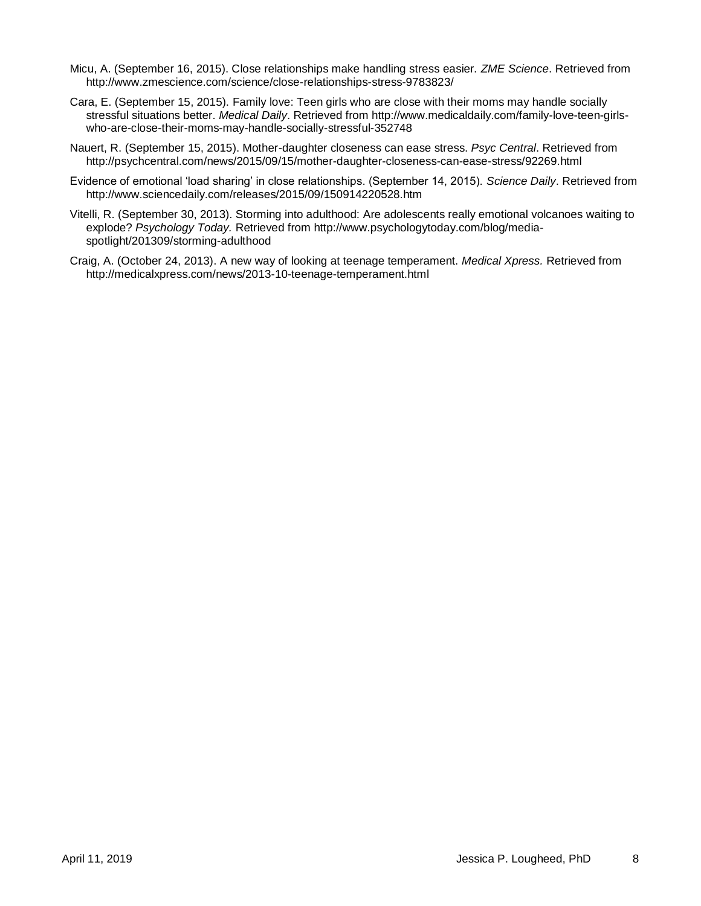Micu, A. (September 16, 2015). Close relationships make handling stress easier. *ZME Science*. Retrieved from http://www.zmescience.com/science/close-relationships-stress-9783823/

Cara, E. (September 15, 2015). Family love: Teen girls who are close with their moms may handle socially stressful situations better. *Medical Daily*. Retrieved from http://www.medicaldaily.com/family-love-teen-girls-who-are-close-their-moms-may-handle-socially-stressful-352748

Nauert, R. (September 15, 2015). Mother-daughter closeness can ease stress. *Psyc Central*. Retrieved from http://psychcentral.com/news/2015/09/15/mother-daughter-closeness-can-ease-stress/92269.html

Evidence of emotional 'load sharing' in close relationships. (September 14, 2015). *Science Daily*. Retrieved from http://www.sciencedaily.com/releases/2015/09/150914220528.htm

Vitelli, R. (September 30, 2013). Storming into adulthood: Are adolescents really emotional volcanoes waiting to explode? *Psychology Today.* Retrieved from http://www.psychologytoday.com/blog/media-spotlight/201309/storming-adulthood

Craig, A. (October 24, 2013). A new way of looking at teenage temperament. *Medical Xpress.* Retrieved from http://medicalxpress.com/news/2013-10-teenage-temperament.html